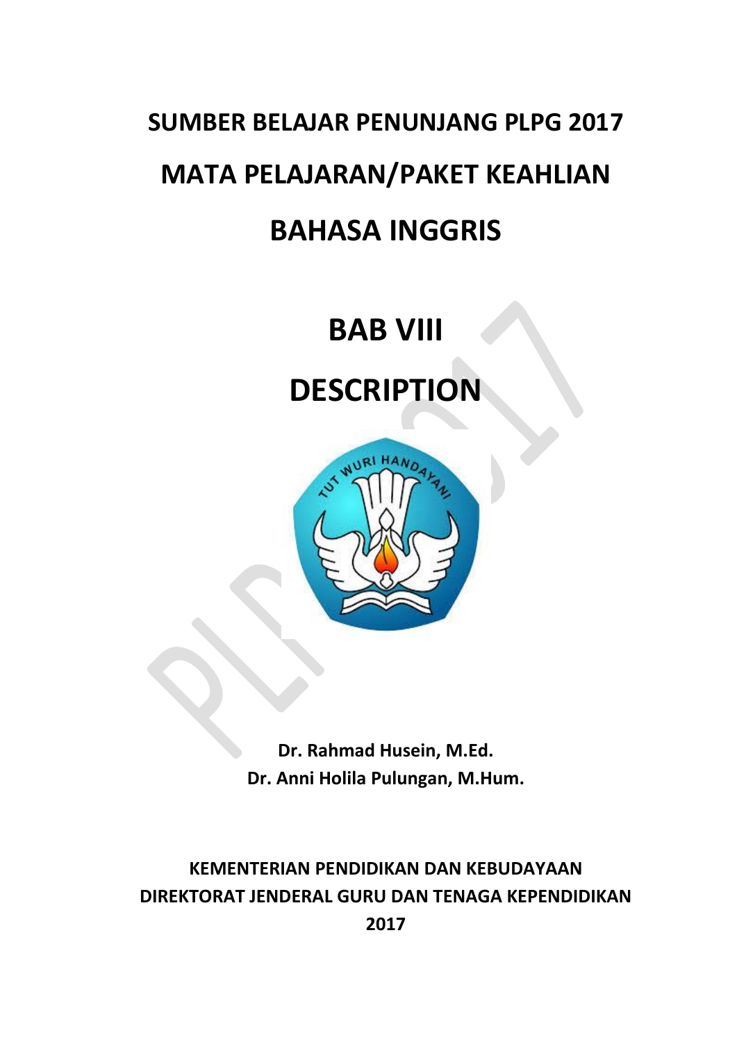# SUMBER BELAJAR PENUNJANG PLPG 2017

# MATA PELAJARAN/PAKET KEAHLIAN

# BAHASA INGGRIS

# BAB VIII

# DESCRIPTION

**Dr. Rahmad Husein, M.Ed.**
**Dr. Anni Holila Pulungan, M.Hum.**

**KEMENTERIAN PENDIDIKAN DAN KEBUDAYAAN**
**DIREKTORAT JENDERAL GURU DAN TENAGA KEPENDIDIKAN**
**2017**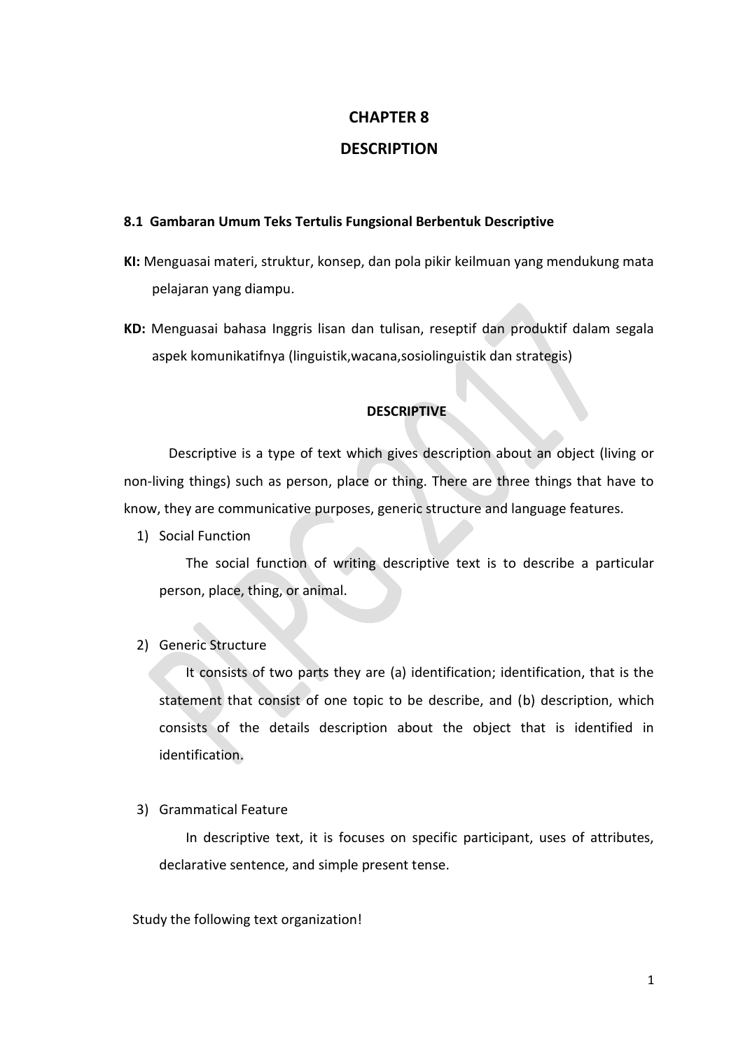# CHAPTER 8

# DESCRIPTION

## 8.1 Gambaran Umum Teks Tertulis Fungsional Berbentuk Descriptive

**KI:** Menguasai materi, struktur, konsep, dan pola pikir keilmuan yang mendukung mata pelajaran yang diampu.

**KD:** Menguasai bahasa Inggris lisan dan tulisan, reseptif dan produktif dalam segala aspek komunikatifnya (linguistik,wacana,sosiolinguistik dan strategis)

### DESCRIPTIVE

Descriptive is a type of text which gives description about an object (living or non-living things) such as person, place or thing. There are three things that have to know, they are communicative purposes, generic structure and language features.

1) Social Function

   The social function of writing descriptive text is to describe a particular person, place, thing, or animal.

2) Generic Structure

   It consists of two parts they are (a) identification; identification, that is the statement that consist of one topic to be describe, and (b) description, which consists of the details description about the object that is identified in identification.

3) Grammatical Feature

   In descriptive text, it is focuses on specific participant, uses of attributes, declarative sentence, and simple present tense.

Study the following text organization!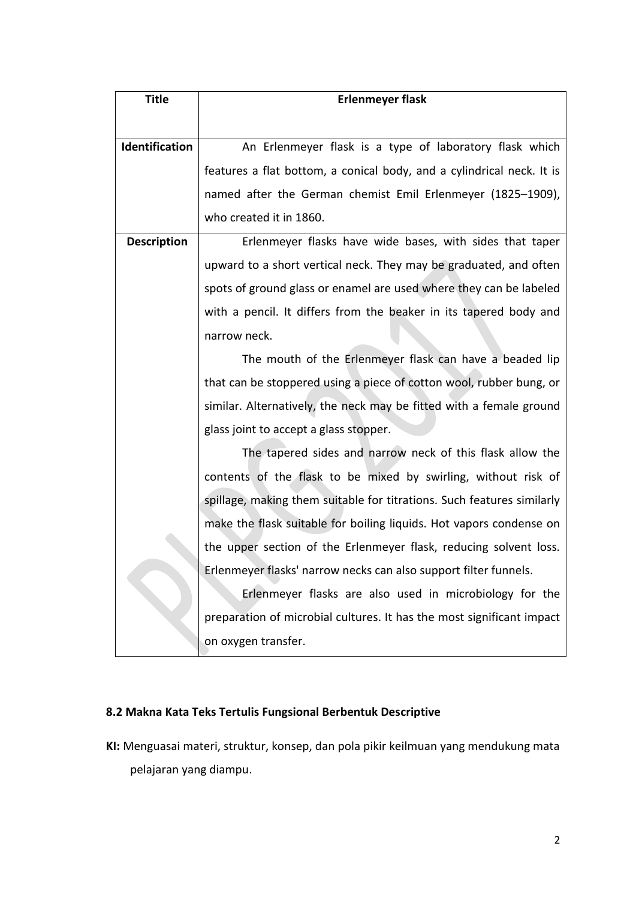| Title | Erlenmeyer flask |
|---|---|
| **Identification** | An Erlenmeyer flask is a type of laboratory flask which features a flat bottom, a conical body, and a cylindrical neck. It is named after the German chemist Emil Erlenmeyer (1825–1909), who created it in 1860. |
| **Description** | Erlenmeyer flasks have wide bases, with sides that taper upward to a short vertical neck. They may be graduated, and often spots of ground glass or enamel are used where they can be labeled with a pencil. It differs from the beaker in its tapered body and narrow neck.<br><br>The mouth of the Erlenmeyer flask can have a beaded lip that can be stoppered using a piece of cotton wool, rubber bung, or similar. Alternatively, the neck may be fitted with a female ground glass joint to accept a glass stopper.<br><br>The tapered sides and narrow neck of this flask allow the contents of the flask to be mixed by swirling, without risk of spillage, making them suitable for titrations. Such features similarly make the flask suitable for boiling liquids. Hot vapors condense on the upper section of the Erlenmeyer flask, reducing solvent loss. Erlenmeyer flasks' narrow necks can also support filter funnels.<br><br>Erlenmeyer flasks are also used in microbiology for the preparation of microbial cultures. It has the most significant impact on oxygen transfer. |

### 8.2 Makna Kata Teks Tertulis Fungsional Berbentuk Descriptive

**KI:** Menguasai materi, struktur, konsep, dan pola pikir keilmuan yang mendukung mata pelajaran yang diampu.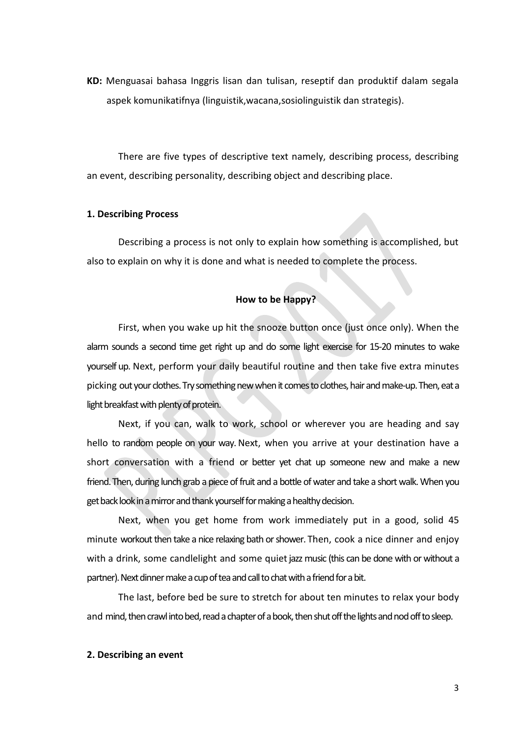**KD:** Menguasai bahasa Inggris lisan dan tulisan, reseptif dan produktif dalam segala aspek komunikatifnya (linguistik,wacana,sosiolinguistik dan strategis).

There are five types of descriptive text namely, describing process, describing an event, describing personality, describing object and describing place.

**1. Describing Process**

Describing a process is not only to explain how something is accomplished, but also to explain on why it is done and what is needed to complete the process.

**How to be Happy?**

First, when you wake up hit the snooze button once (just once only). When the alarm sounds a second time get right up and do some light exercise for 15-20 minutes to wake yourself up. Next, perform your daily beautiful routine and then take five extra minutes picking out your clothes. Try something new when it comes to clothes, hair and make-up. Then, eat a light breakfast with plenty of protein.

Next, if you can, walk to work, school or wherever you are heading and say hello to random people on your way. Next, when you arrive at your destination have a short conversation with a friend or better yet chat up someone new and make a new friend. Then, during lunch grab a piece of fruit and a bottle of water and take a short walk. When you get back look in a mirror and thank yourself for making a healthy decision.

Next, when you get home from work immediately put in a good, solid 45 minute workout then take a nice relaxing bath or shower. Then, cook a nice dinner and enjoy with a drink, some candlelight and some quiet jazz music (this can be done with or without a partner). Next dinner make a cup of tea and call to chat with a friend for a bit.

The last, before bed be sure to stretch for about ten minutes to relax your body and mind, then crawl into bed, read a chapter of a book, then shut off the lights and nod off to sleep.

**2. Describing an event**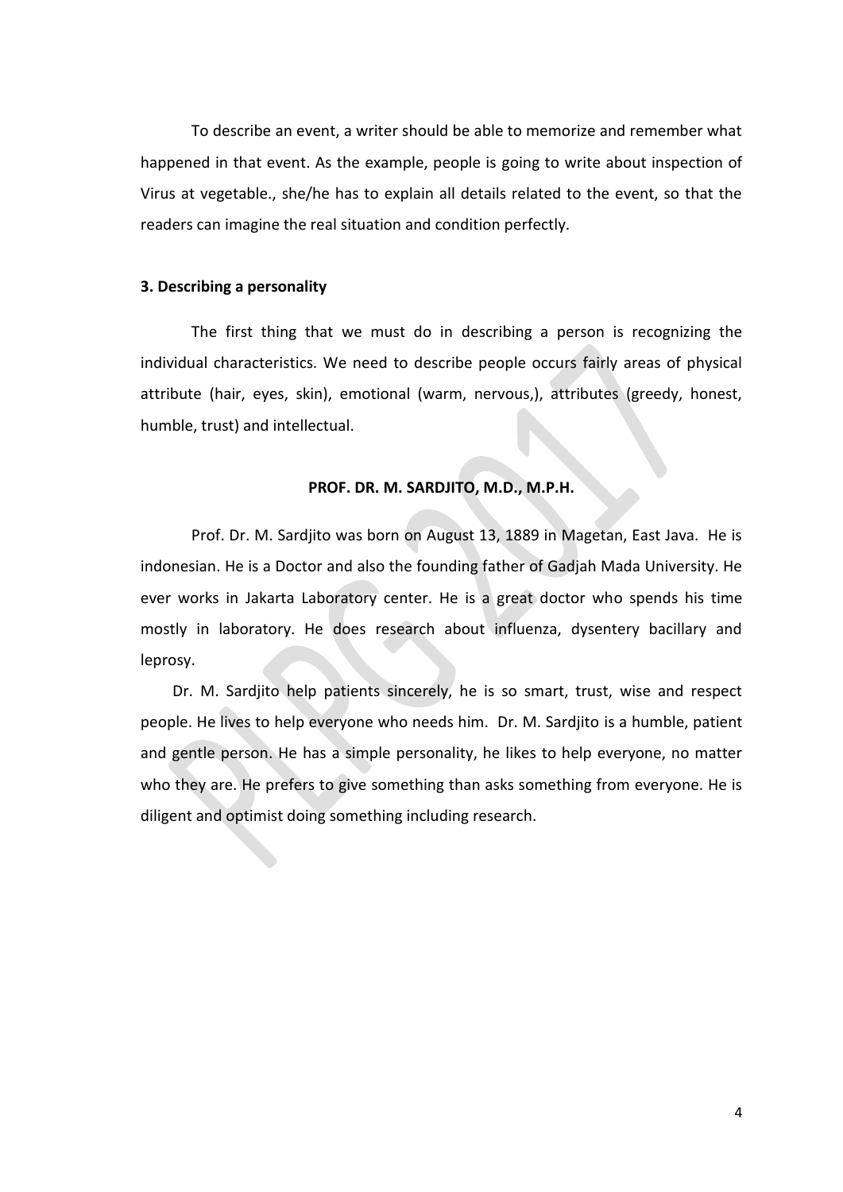To describe an event, a writer should be able to memorize and remember what happened in that event. As the example, people is going to write about inspection of Virus at vegetable., she/he has to explain all details related to the event, so that the readers can imagine the real situation and condition perfectly.

### 3. Describing a personality

The first thing that we must do in describing a person is recognizing the individual characteristics. We need to describe people occurs fairly areas of physical attribute (hair, eyes, skin), emotional (warm, nervous,), attributes (greedy, honest, humble, trust) and intellectual.

**PROF. DR. M. SARDJITO, M.D., M.P.H.**

Prof. Dr. M. Sardjito was born on August 13, 1889 in Magetan, East Java. He is indonesian. He is a Doctor and also the founding father of Gadjah Mada University. He ever works in Jakarta Laboratory center. He is a great doctor who spends his time mostly in laboratory. He does research about influenza, dysentery bacillary and leprosy.

Dr. M. Sardjito help patients sincerely, he is so smart, trust, wise and respect people. He lives to help everyone who needs him. Dr. M. Sardjito is a humble, patient and gentle person. He has a simple personality, he likes to help everyone, no matter who they are. He prefers to give something than asks something from everyone. He is diligent and optimist doing something including research.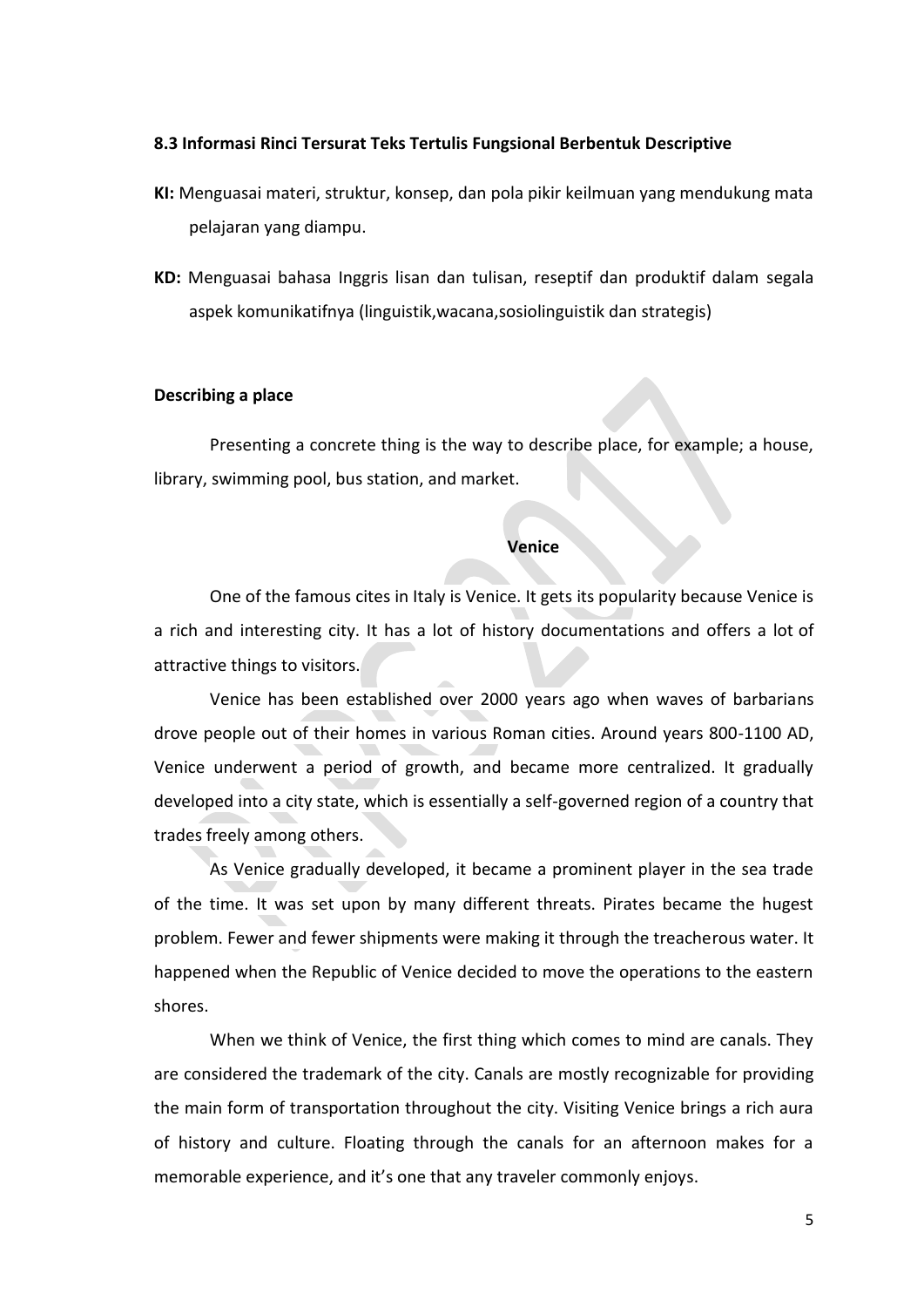### 8.3 Informasi Rinci Tersurat Teks Tertulis Fungsional Berbentuk Descriptive

**KI:** Menguasai materi, struktur, konsep, dan pola pikir keilmuan yang mendukung mata pelajaran yang diampu.

**KD:** Menguasai bahasa Inggris lisan dan tulisan, reseptif dan produktif dalam segala aspek komunikatifnya (linguistik,wacana,sosiolinguistik dan strategis)

**Describing a place**

Presenting a concrete thing is the way to describe place, for example; a house, library, swimming pool, bus station, and market.

**Venice**

One of the famous cites in Italy is Venice. It gets its popularity because Venice is a rich and interesting city. It has a lot of history documentations and offers a lot of attractive things to visitors.

Venice has been established over 2000 years ago when waves of barbarians drove people out of their homes in various Roman cities. Around years 800-1100 AD, Venice underwent a period of growth, and became more centralized. It gradually developed into a city state, which is essentially a self-governed region of a country that trades freely among others.

As Venice gradually developed, it became a prominent player in the sea trade of the time. It was set upon by many different threats. Pirates became the hugest problem. Fewer and fewer shipments were making it through the treacherous water. It happened when the Republic of Venice decided to move the operations to the eastern shores.

When we think of Venice, the first thing which comes to mind are canals. They are considered the trademark of the city. Canals are mostly recognizable for providing the main form of transportation throughout the city. Visiting Venice brings a rich aura of history and culture. Floating through the canals for an afternoon makes for a memorable experience, and it's one that any traveler commonly enjoys.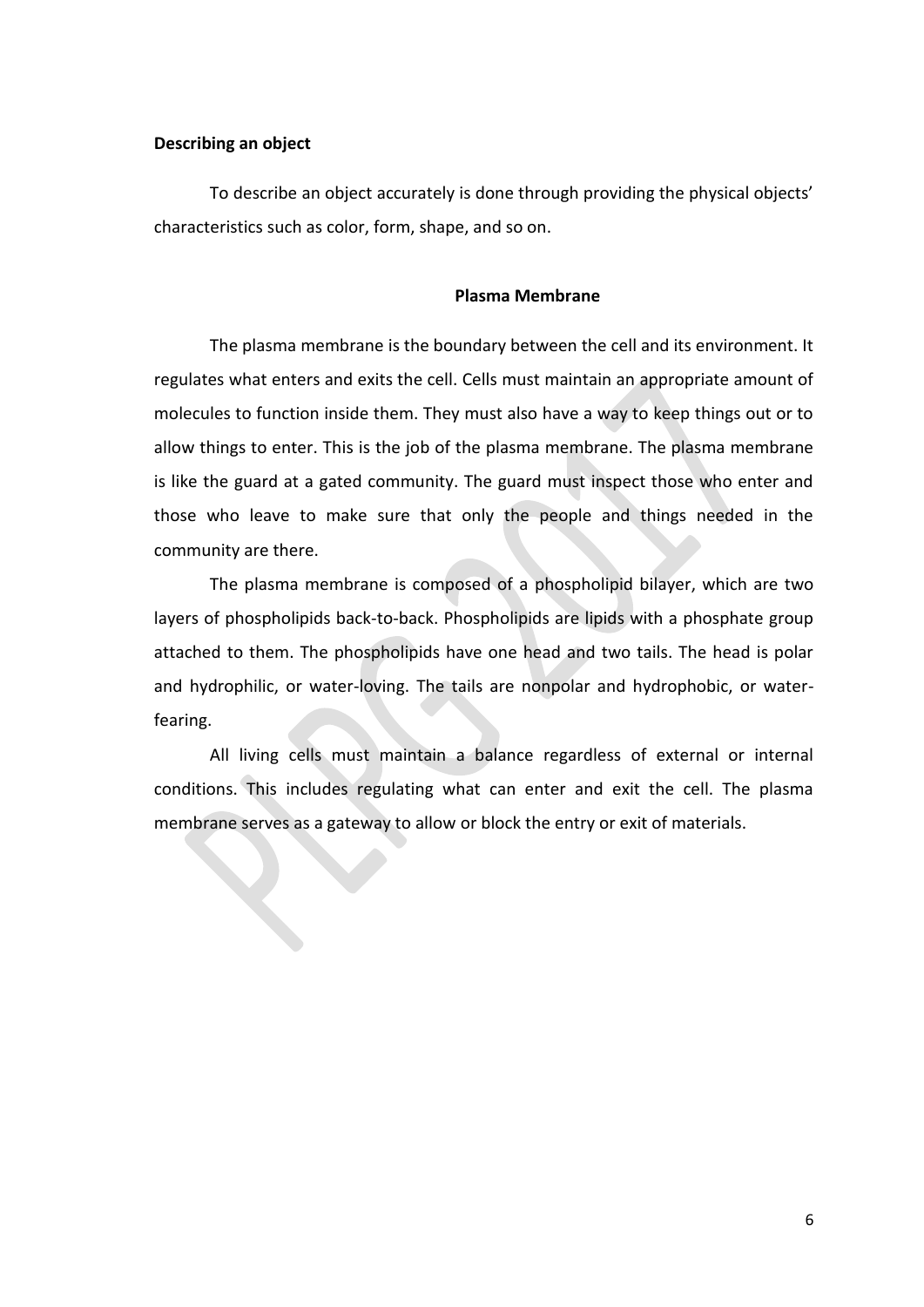**Describing an object**

To describe an object accurately is done through providing the physical objects' characteristics such as color, form, shape, and so on.

**Plasma Membrane**

The plasma membrane is the boundary between the cell and its environment. It regulates what enters and exits the cell. Cells must maintain an appropriate amount of molecules to function inside them. They must also have a way to keep things out or to allow things to enter. This is the job of the plasma membrane. The plasma membrane is like the guard at a gated community. The guard must inspect those who enter and those who leave to make sure that only the people and things needed in the community are there.

The plasma membrane is composed of a phospholipid bilayer, which are two layers of phospholipids back-to-back. Phospholipids are lipids with a phosphate group attached to them. The phospholipids have one head and two tails. The head is polar and hydrophilic, or water-loving. The tails are nonpolar and hydrophobic, or water-fearing.

All living cells must maintain a balance regardless of external or internal conditions. This includes regulating what can enter and exit the cell. The plasma membrane serves as a gateway to allow or block the entry or exit of materials.